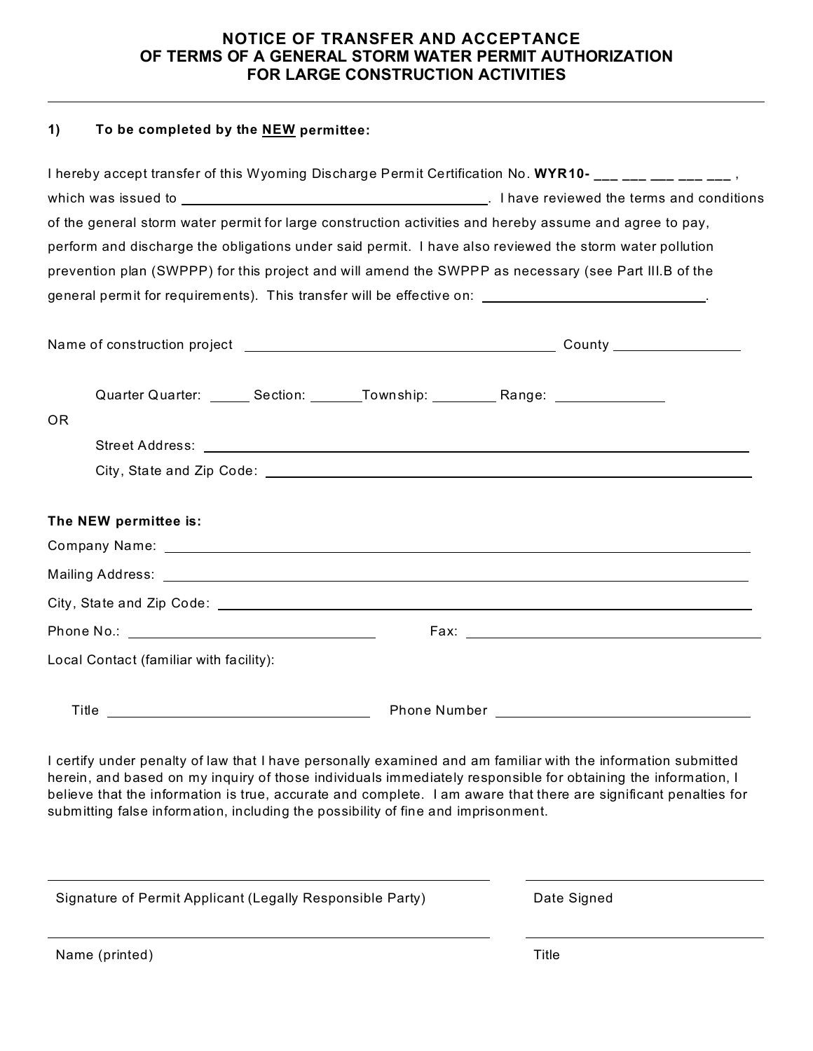# NOTICE OF TRANSFER AND ACCEPTANCE OF TERMS OF A GENERAL STORM WATER PERMIT AUTHORIZATION FOR LARGE CONSTRUCTION ACTIVITIES

---

**1) To be completed by the NEW permittee:**

I hereby accept transfer of this Wyoming Discharge Permit Certification No. **WYR10-** ___ ___ ___ ___ ___ , which was issued to ________________________________. I have reviewed the terms and conditions of the general storm water permit for large construction activities and hereby assume and agree to pay, perform and discharge the obligations under said permit. I have also reviewed the storm water pollution prevention plan (SWPPP) for this project and will amend the SWPPP as necessary (see Part III.B of the general permit for requirements). This transfer will be effective on: ________________________.

Name of construction project ________________________________ County ______________

Quarter Quarter: _____ Section: ______ Township: ________ Range: ____________

OR

Street Address: ____________________________________________

City, State and Zip Code: ____________________________________________

**The NEW permittee is:**

Company Name: ____________________________________________

Mailing Address: ____________________________________________

City, State and Zip Code: ____________________________________________

Phone No.: ________________________ Fax: ________________________

Local Contact (familiar with facility):

Title ________________________ Phone Number ________________________

I certify under penalty of law that I have personally examined and am familiar with the information submitted herein, and based on my inquiry of those individuals immediately responsible for obtaining the information, I believe that the information is true, accurate and complete. I am aware that there are significant penalties for submitting false information, including the possibility of fine and imprisonment.

________________________________________ ________________________

Signature of Permit Applicant (Legally Responsible Party) Date Signed

________________________________________ ________________________

Name (printed) Title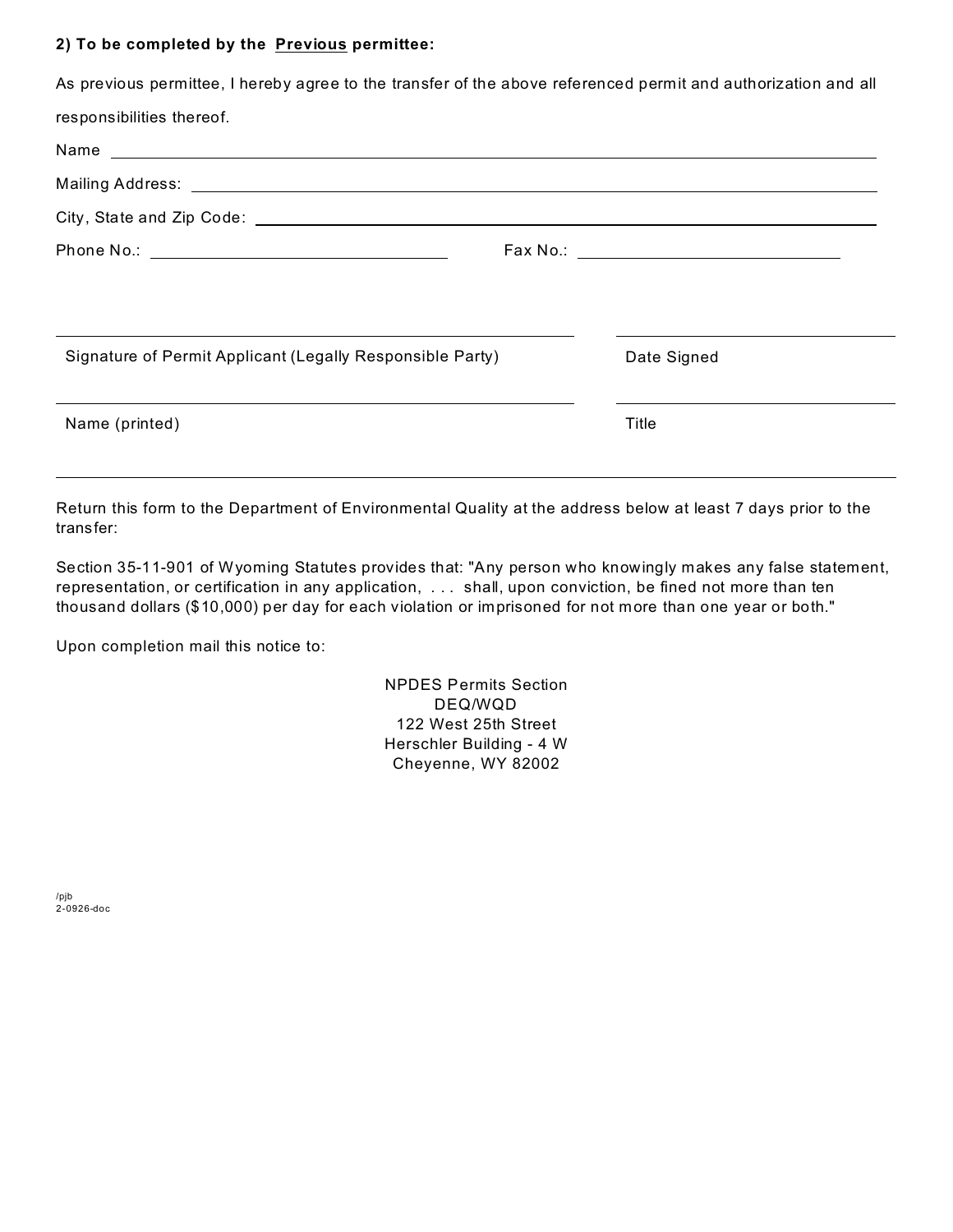**2) To be completed by the Previous permittee:**

As previous permittee, I hereby agree to the transfer of the above referenced permit and authorization and all responsibilities thereof.

Name ______________________________________________

Mailing Address: ______________________________________________

City, State and Zip Code: ______________________________________________

Phone No.: ____________________ Fax No.: ____________________

| | |
|---|---|
| Signature of Permit Applicant (Legally Responsible Party) | Date Signed |
| Name (printed) | Title |

---

Return this form to the Department of Environmental Quality at the address below at least 7 days prior to the transfer:

Section 35-11-901 of Wyoming Statutes provides that: "Any person who knowingly makes any false statement, representation, or certification in any application, . . . shall, upon conviction, be fined not more than ten thousand dollars ($10,000) per day for each violation or imprisoned for not more than one year or both."

Upon completion mail this notice to:

NPDES Permits Section
DEQ/WQD
122 West 25th Street
Herschler Building - 4 W
Cheyenne, WY 82002

/pjb
2-0926-doc